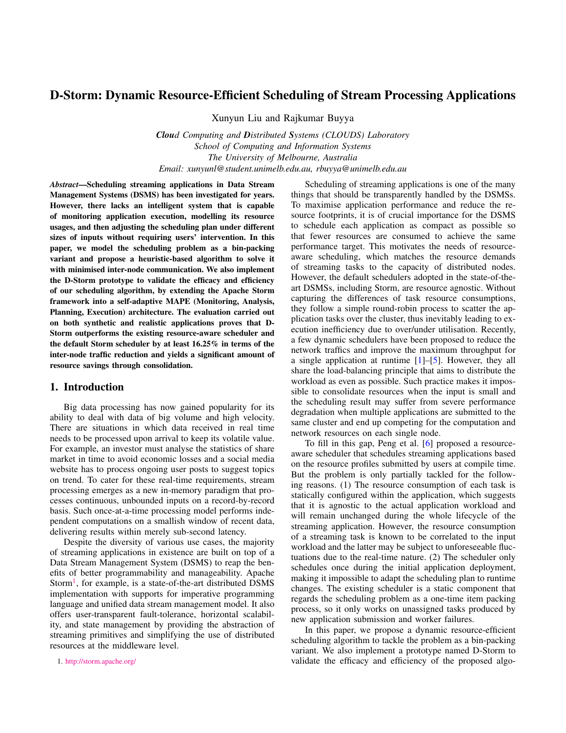# D-Storm: Dynamic Resource-Efficient Scheduling of Stream Processing Applications

Xunyun Liu and Rajkumar Buyya

***Clou**d Computing and **D**istributed **S**ystems (CLOUDS) Laboratory*
*School of Computing and Information Systems*
*The University of Melbourne, Australia*
*Email: xunyunl@student.unimelb.edu.au, rbuyya@unimelb.edu.au*

***Abstract*—Scheduling streaming applications in Data Stream Management Systems (DSMS) has been investigated for years. However, there lacks an intelligent system that is capable of monitoring application execution, modelling its resource usages, and then adjusting the scheduling plan under different sizes of inputs without requiring users' intervention. In this paper, we model the scheduling problem as a bin-packing variant and propose a heuristic-based algorithm to solve it with minimised inter-node communication. We also implement the D-Storm prototype to validate the efficacy and efficiency of our scheduling algorithm, by extending the Apache Storm framework into a self-adaptive MAPE (Monitoring, Analysis, Planning, Execution) architecture. The evaluation carried out on both synthetic and realistic applications proves that D-Storm outperforms the existing resource-aware scheduler and the default Storm scheduler by at least 16.25% in terms of the inter-node traffic reduction and yields a significant amount of resource savings through consolidation.**

## 1. Introduction

Big data processing has now gained popularity for its ability to deal with data of big volume and high velocity. There are situations in which data received in real time needs to be processed upon arrival to keep its volatile value. For example, an investor must analyse the statistics of share market in time to avoid economic losses and a social media website has to process ongoing user posts to suggest topics on trend. To cater for these real-time requirements, stream processing emerges as a new in-memory paradigm that processes continuous, unbounded inputs on a record-by-record basis. Such once-at-a-time processing model performs independent computations on a smallish window of recent data, delivering results within merely sub-second latency.

Despite the diversity of various use cases, the majority of streaming applications in existence are built on top of a Data Stream Management System (DSMS) to reap the benefits of better programmability and manageability. Apache Storm[1], for example, is a state-of-the-art distributed DSMS implementation with supports for imperative programming language and unified data stream management model. It also offers user-transparent fault-tolerance, horizontal scalability, and state management by providing the abstraction of streaming primitives and simplifying the use of distributed resources at the middleware level.

1. http://storm.apache.org/

Scheduling of streaming applications is one of the many things that should be transparently handled by the DSMSs. To maximise application performance and reduce the resource footprints, it is of crucial importance for the DSMS to schedule each application as compact as possible so that fewer resources are consumed to achieve the same performance target. This motivates the needs of resource-aware scheduling, which matches the resource demands of streaming tasks to the capacity of distributed nodes. However, the default schedulers adopted in the state-of-the-art DSMSs, including Storm, are resource agnostic. Without capturing the differences of task resource consumptions, they follow a simple round-robin process to scatter the application tasks over the cluster, thus inevitably leading to execution inefficiency due to over/under utilisation. Recently, a few dynamic schedulers have been proposed to reduce the network traffics and improve the maximum throughput for a single application at runtime [1]–[5]. However, they all share the load-balancing principle that aims to distribute the workload as even as possible. Such practice makes it impossible to consolidate resources when the input is small and the scheduling result may suffer from severe performance degradation when multiple applications are submitted to the same cluster and end up competing for the computation and network resources on each single node.

To fill in this gap, Peng et al. [6] proposed a resource-aware scheduler that schedules streaming applications based on the resource profiles submitted by users at compile time. But the problem is only partially tackled for the following reasons. (1) The resource consumption of each task is statically configured within the application, which suggests that it is agnostic to the actual application workload and will remain unchanged during the whole lifecycle of the streaming application. However, the resource consumption of a streaming task is known to be correlated to the input workload and the latter may be subject to unforeseeable fluctuations due to the real-time nature. (2) The scheduler only schedules once during the initial application deployment, making it impossible to adapt the scheduling plan to runtime changes. The existing scheduler is a static component that regards the scheduling problem as a one-time item packing process, so it only works on unassigned tasks produced by new application submission and worker failures.

In this paper, we propose a dynamic resource-efficient scheduling algorithm to tackle the problem as a bin-packing variant. We also implement a prototype named D-Storm to validate the efficacy and efficiency of the proposed algo-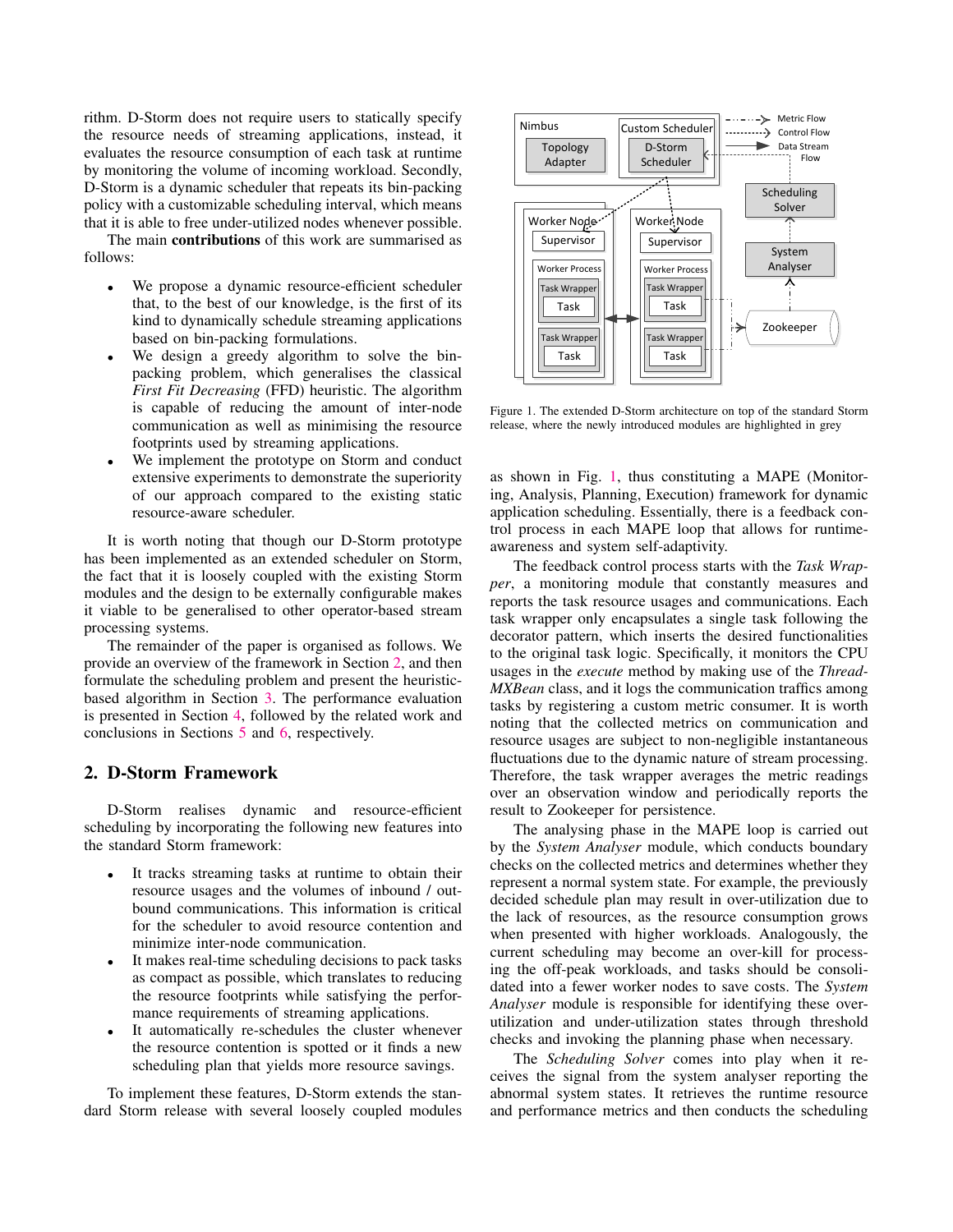rithm. D-Storm does not require users to statically specify the resource needs of streaming applications, instead, it evaluates the resource consumption of each task at runtime by monitoring the volume of incoming workload. Secondly, D-Storm is a dynamic scheduler that repeats its bin-packing policy with a customizable scheduling interval, which means that it is able to free under-utilized nodes whenever possible.

The main **contributions** of this work are summarised as follows:

- We propose a dynamic resource-efficient scheduler that, to the best of our knowledge, is the first of its kind to dynamically schedule streaming applications based on bin-packing formulations.
- We design a greedy algorithm to solve the bin-packing problem, which generalises the classical *First Fit Decreasing* (FFD) heuristic. The algorithm is capable of reducing the amount of inter-node communication as well as minimising the resource footprints used by streaming applications.
- We implement the prototype on Storm and conduct extensive experiments to demonstrate the superiority of our approach compared to the existing static resource-aware scheduler.

It is worth noting that though our D-Storm prototype has been implemented as an extended scheduler on Storm, the fact that it is loosely coupled with the existing Storm modules and the design to be externally configurable makes it viable to be generalised to other operator-based stream processing systems.

The remainder of the paper is organised as follows. We provide an overview of the framework in Section 2, and then formulate the scheduling problem and present the heuristic-based algorithm in Section 3. The performance evaluation is presented in Section 4, followed by the related work and conclusions in Sections 5 and 6, respectively.

## 2. D-Storm Framework

D-Storm realises dynamic and resource-efficient scheduling by incorporating the following new features into the standard Storm framework:

- It tracks streaming tasks at runtime to obtain their resource usages and the volumes of inbound / outbound communications. This information is critical for the scheduler to avoid resource contention and minimize inter-node communication.
- It makes real-time scheduling decisions to pack tasks as compact as possible, which translates to reducing the resource footprints while satisfying the performance requirements of streaming applications.
- It automatically re-schedules the cluster whenever the resource contention is spotted or it finds a new scheduling plan that yields more resource savings.

To implement these features, D-Storm extends the standard Storm release with several loosely coupled modules as shown in Fig. 1, thus constituting a MAPE (Monitoring, Analysis, Planning, Execution) framework for dynamic application scheduling. Essentially, there is a feedback control process in each MAPE loop that allows for runtime-awareness and system self-adaptivity.

Figure 1. The extended D-Storm architecture on top of the standard Storm release, where the newly introduced modules are highlighted in grey

The feedback control process starts with the *Task Wrapper*, a monitoring module that constantly measures and reports the task resource usages and communications. Each task wrapper only encapsulates a single task following the decorator pattern, which inserts the desired functionalities to the original task logic. Specifically, it monitors the CPU usages in the *execute* method by making use of the *ThreadMXBean* class, and it logs the communication traffics among tasks by registering a custom metric consumer. It is worth noting that the collected metrics on communication and resource usages are subject to non-negligible instantaneous fluctuations due to the dynamic nature of stream processing. Therefore, the task wrapper averages the metric readings over an observation window and periodically reports the result to Zookeeper for persistence.

The analysing phase in the MAPE loop is carried out by the *System Analyser* module, which conducts boundary checks on the collected metrics and determines whether they represent a normal system state. For example, the previously decided schedule plan may result in over-utilization due to the lack of resources, as the resource consumption grows when presented with higher workloads. Analogously, the current scheduling may become an over-kill for processing the off-peak workloads, and tasks should be consolidated into a fewer worker nodes to save costs. The *System Analyser* module is responsible for identifying these over-utilization and under-utilization states through threshold checks and invoking the planning phase when necessary.

The *Scheduling Solver* comes into play when it receives the signal from the system analyser reporting the abnormal system states. It retrieves the runtime resource and performance metrics and then conducts the scheduling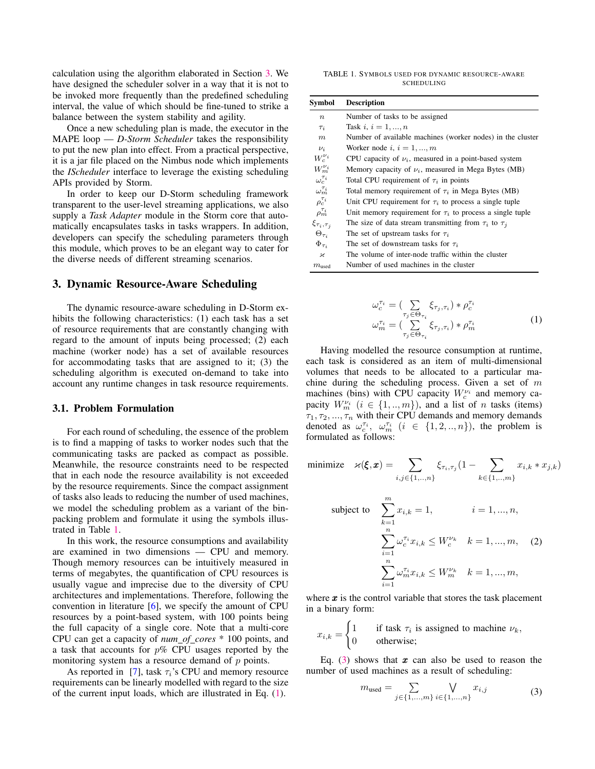calculation using the algorithm elaborated in Section 3. We have designed the scheduler solver in a way that it is not to be invoked more frequently than the predefined scheduling interval, the value of which should be fine-tuned to strike a balance between the system stability and agility.

Once a new scheduling plan is made, the executor in the MAPE loop — *D-Storm Scheduler* takes the responsibility to put the new plan into effect. From a practical perspective, it is a jar file placed on the Nimbus node which implements the *IScheduler* interface to leverage the existing scheduling APIs provided by Storm.

In order to keep our D-Storm scheduling framework transparent to the user-level streaming applications, we also supply a *Task Adapter* module in the Storm core that automatically encapsulates tasks in tasks wrappers. In addition, developers can specify the scheduling parameters through this module, which proves to be an elegant way to cater for the diverse needs of different streaming scenarios.

## 3. Dynamic Resource-Aware Scheduling

The dynamic resource-aware scheduling in D-Storm exhibits the following characteristics: (1) each task has a set of resource requirements that are constantly changing with regard to the amount of inputs being processed; (2) each machine (worker node) has a set of available resources for accommodating tasks that are assigned to it; (3) the scheduling algorithm is executed on-demand to take into account any runtime changes in task resource requirements.

### 3.1. Problem Formulation

For each round of scheduling, the essence of the problem is to find a mapping of tasks to worker nodes such that the communicating tasks are packed as compact as possible. Meanwhile, the resource constraints need to be respected that in each node the resource availability is not exceeded by the resource requirements. Since the compact assignment of tasks also leads to reducing the number of used machines, we model the scheduling problem as a variant of the bin-packing problem and formulate it using the symbols illustrated in Table 1.

In this work, the resource consumptions and availability are examined in two dimensions — CPU and memory. Though memory resources can be intuitively measured in terms of megabytes, the quantification of CPU resources is usually vague and imprecise due to the diversity of CPU architectures and implementations. Therefore, following the convention in literature [6], we specify the amount of CPU resources by a point-based system, with 100 points being the full capacity of a single core. Note that a multi-core CPU can get a capacity of *num_of_cores* * 100 points, and a task that accounts for $p\%$ CPU usages reported by the monitoring system has a resource demand of $p$ points.

As reported in [7], task $\tau_i$'s CPU and memory resource requirements can be linearly modelled with regard to the size of the current input loads, which are illustrated in Eq. (1).

TABLE 1. Symbols used for dynamic resource-aware scheduling

| Symbol | Description |
|---|---|
| $n$ | Number of tasks to be assigned |
| $\tau_i$ | Task $i$, $i = 1, ..., n$ |
| $m$ | Number of available machines (worker nodes) in the cluster |
| $\nu_i$ | Worker node $i$, $i = 1, ..., m$ |
| $W_c^{\nu_i}$ | CPU capacity of $\nu_i$, measured in a point-based system |
| $W_m^{\nu_i}$ | Memory capacity of $\nu_i$, measured in Mega Bytes (MB) |
| $\omega_c^{\tau_i}$ | Total CPU requirement of $\tau_i$ in points |
| $\omega_m^{\tau_i}$ | Total memory requirement of $\tau_i$ in Mega Bytes (MB) |
| $\rho_c^{\tau_i}$ | Unit CPU requirement for $\tau_i$ to process a single tuple |
| $\rho_m^{\tau_i}$ | Unit memory requirement for $\tau_i$ to process a single tuple |
| $\xi_{\tau_i,\tau_j}$ | The size of data stream transmitting from $\tau_i$ to $\tau_j$ |
| $\Theta_{\tau_i}$ | The set of upstream tasks for $\tau_i$ |
| $\Phi_{\tau_i}$ | The set of downstream tasks for $\tau_i$ |
| $\varkappa$ | The volume of inter-node traffic within the cluster |
| $m_{\text{used}}$ | Number of used machines in the cluster |

$$
\begin{aligned}
\omega_c^{\tau_i} &= \Big(\sum_{\tau_j \in \Theta_{\tau_i}} \xi_{\tau_j,\tau_i}\Big) * \rho_c^{\tau_i} \\
\omega_m^{\tau_i} &= \Big(\sum_{\tau_j \in \Theta_{\tau_i}} \xi_{\tau_j,\tau_i}\Big) * \rho_m^{\tau_i}
\end{aligned}
\tag{1}
$$

Having modelled the resource consumption at runtime, each task is considered as an item of multi-dimensional volumes that needs to be allocated to a particular machine during the scheduling process. Given a set of $m$ machines (bins) with CPU capacity $W_c^{\nu_i}$ and memory capacity $W_m^{\nu_i}$ $(i \in \{1,..,m\})$, and a list of $n$ tasks (items) $\tau_1, \tau_2, ..., \tau_n$ with their CPU demands and memory demands denoted as $\omega_c^{\tau_i}$, $\omega_m^{\tau_i}$ $(i \in \{1, 2, .., n\})$, the problem is formulated as follows:

$$
\begin{aligned}
\text{minimize} \quad & \varkappa(\boldsymbol{\xi}, \boldsymbol{x}) = \sum_{i,j \in \{1,..,n\}} \xi_{\tau_i,\tau_j}\Big(1 - \sum_{k \in \{1,..,m\}} x_{i,k} * x_{j,k}\Big) \\
\text{subject to} \quad & \sum_{k=1}^{m} x_{i,k} = 1, \qquad i = 1, ..., n, \\
& \sum_{i=1}^{n} \omega_c^{\tau_i} x_{i,k} \le W_c^{\nu_k} \quad k = 1, ..., m, \\
& \sum_{i=1}^{n} \omega_m^{\tau_i} x_{i,k} \le W_m^{\nu_k} \quad k = 1, ..., m,
\end{aligned}
\tag{2}
$$

where $\boldsymbol{x}$ is the control variable that stores the task placement in a binary form:

$$
x_{i,k} = \begin{cases} 1 & \text{if task } \tau_i \text{ is assigned to machine } \nu_k, \\ 0 & \text{otherwise;} \end{cases}
$$

Eq. (3) shows that $\boldsymbol{x}$ can also be used to reason the number of used machines as a result of scheduling:

$$
m_{\text{used}} = \sum_{j \in \{1,...,m\}} \bigvee_{i \in \{1,...,n\}} x_{i,j} \tag{3}
$$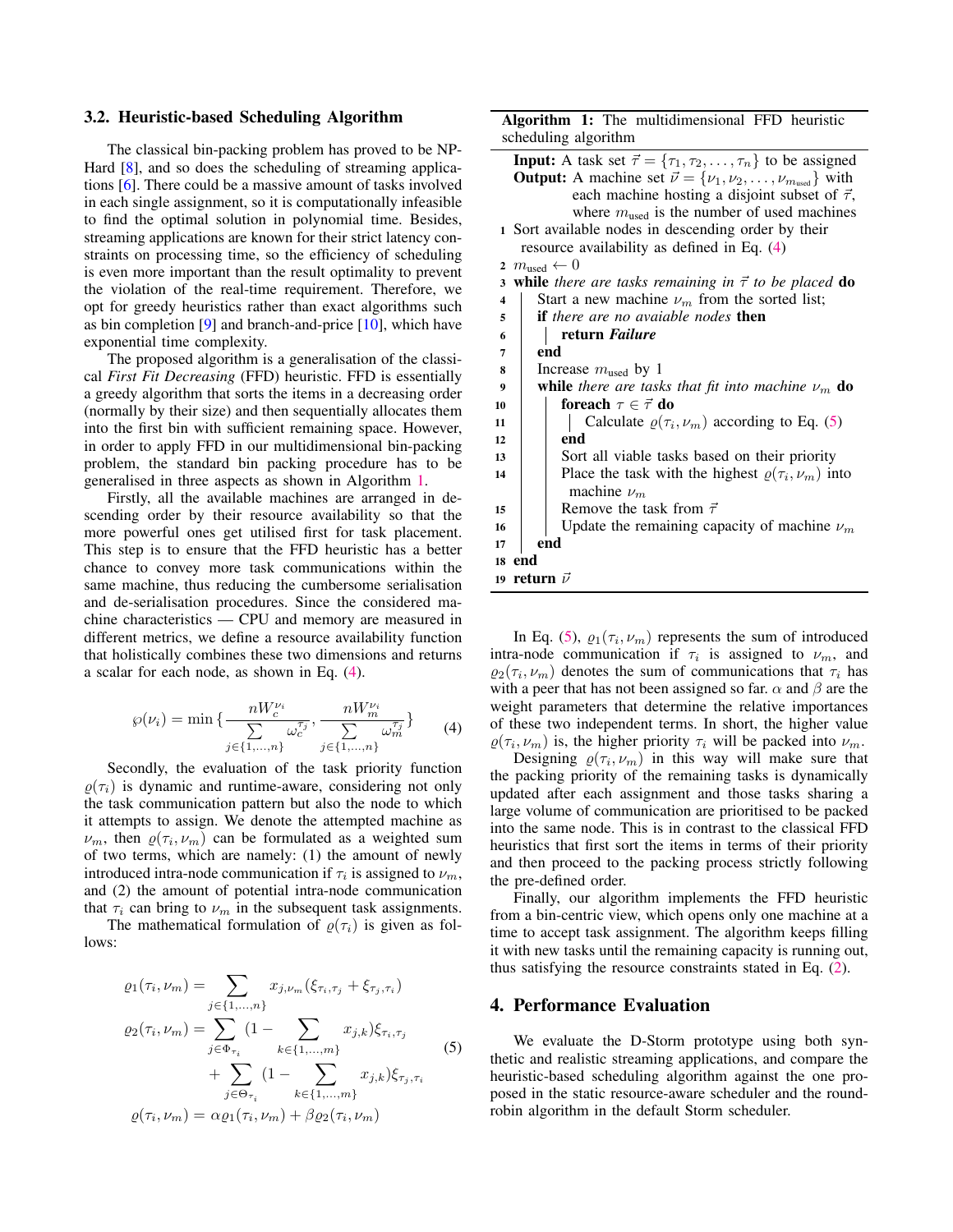### 3.2. Heuristic-based Scheduling Algorithm

The classical bin-packing problem has proved to be NP-Hard [8], and so does the scheduling of streaming applications [6]. There could be a massive amount of tasks involved in each single assignment, so it is computationally infeasible to find the optimal solution in polynomial time. Besides, streaming applications are known for their strict latency constraints on processing time, so the efficiency of scheduling is even more important than the result optimality to prevent the violation of the real-time requirement. Therefore, we opt for greedy heuristics rather than exact algorithms such as bin completion [9] and branch-and-price [10], which have exponential time complexity.

The proposed algorithm is a generalisation of the classical *First Fit Decreasing* (FFD) heuristic. FFD is essentially a greedy algorithm that sorts the items in a decreasing order (normally by their size) and then sequentially allocates them into the first bin with sufficient remaining space. However, in order to apply FFD in our multidimensional bin-packing problem, the standard bin packing procedure has to be generalised in three aspects as shown in Algorithm 1.

Firstly, all the available machines are arranged in descending order by their resource availability so that the more powerful ones get utilised first for task placement. This step is to ensure that the FFD heuristic has a better chance to convey more task communications within the same machine, thus reducing the cumbersome serialisation and de-serialisation procedures. Since the considered machine characteristics — CPU and memory are measured in different metrics, we define a resource availability function that holistically combines these two dimensions and returns a scalar for each node, as shown in Eq. (4).

$$\wp(\nu_i) = \min\{\frac{nW_c^{\nu_i}}{\sum\limits_{j\in\{1,\ldots,n\}} \omega_c^{\tau_j}}, \frac{nW_m^{\nu_i}}{\sum\limits_{j\in\{1,\ldots,n\}} \omega_m^{\tau_j}}\} \tag{4}$$

Secondly, the evaluation of the task priority function $\varrho(\tau_i)$ is dynamic and runtime-aware, considering not only the task communication pattern but also the node to which it attempts to assign. We denote the attempted machine as $\nu_m$, then $\varrho(\tau_i, \nu_m)$ can be formulated as a weighted sum of two terms, which are namely: (1) the amount of newly introduced intra-node communication if $\tau_i$ is assigned to $\nu_m$, and (2) the amount of potential intra-node communication that $\tau_i$ can bring to $\nu_m$ in the subsequent task assignments. The mathematical formulation of $\varrho(\tau_i)$ is given as follows:

$$\begin{aligned}
\varrho_1(\tau_i, \nu_m) &= \sum_{j\in\{1,\ldots,n\}} x_{j,\nu_m}(\xi_{\tau_i,\tau_j} + \xi_{\tau_j,\tau_i}) \\
\varrho_2(\tau_i, \nu_m) &= \sum_{j\in\Phi_{\tau_i}} (1 - \sum_{k\in\{1,\ldots,m\}} x_{j,k})\xi_{\tau_i,\tau_j} \\
&\quad + \sum_{j\in\Theta_{\tau_i}} (1 - \sum_{k\in\{1,\ldots,m\}} x_{j,k})\xi_{\tau_j,\tau_i} \\
\varrho(\tau_i, \nu_m) &= \alpha\varrho_1(\tau_i, \nu_m) + \beta\varrho_2(\tau_i, \nu_m)
\end{aligned} \tag{5}$$

**Algorithm 1:** The multidimensional FFD heuristic scheduling algorithm

```
   Input: A task set τ⃗ = {τ_1, τ_2, ..., τ_n} to be assigned
   Output: A machine set ν⃗ = {ν_1, ν_2, ..., ν_{m_used}} with
           each machine hosting a disjoint subset of τ⃗,
           where m_used is the number of used machines
 1 Sort available nodes in descending order by their
   resource availability as defined in Eq. (4)
 2 m_used ← 0
 3 while there are tasks remaining in τ⃗ to be placed do
 4     Start a new machine ν_m from the sorted list;
 5     if there are no avaiable nodes then
 6         return Failure
 7     end
 8     Increase m_used by 1
 9     while there are tasks that fit into machine ν_m do
10         foreach τ ∈ τ⃗ do
11             Calculate ϱ(τ_i, ν_m) according to Eq. (5)
12         end
13         Sort all viable tasks based on their priority
14         Place the task with the highest ϱ(τ_i, ν_m) into
           machine ν_m
15         Remove the task from τ⃗
16         Update the remaining capacity of machine ν_m
17     end
18 end
19 return ν⃗
```

In Eq. (5), $\varrho_1(\tau_i, \nu_m)$ represents the sum of introduced intra-node communication if $\tau_i$ is assigned to $\nu_m$, and $\varrho_2(\tau_i, \nu_m)$ denotes the sum of communications that $\tau_i$ has with a peer that has not been assigned so far. $\alpha$ and $\beta$ are the weight parameters that determine the relative importances of these two independent terms. In short, the higher value $\varrho(\tau_i, \nu_m)$ is, the higher priority $\tau_i$ will be packed into $\nu_m$.

Designing $\varrho(\tau_i, \nu_m)$ in this way will make sure that the packing priority of the remaining tasks is dynamically updated after each assignment and those tasks sharing a large volume of communication are prioritised to be packed into the same node. This is in contrast to the classical FFD heuristics that first sort the items in terms of their priority and then proceed to the packing process strictly following the pre-defined order.

Finally, our algorithm implements the FFD heuristic from a bin-centric view, which opens only one machine at a time to accept task assignment. The algorithm keeps filling it with new tasks until the remaining capacity is running out, thus satisfying the resource constraints stated in Eq. (2).

## 4. Performance Evaluation

We evaluate the D-Storm prototype using both synthetic and realistic streaming applications, and compare the heuristic-based scheduling algorithm against the one proposed in the static resource-aware scheduler and the round-robin algorithm in the default Storm scheduler.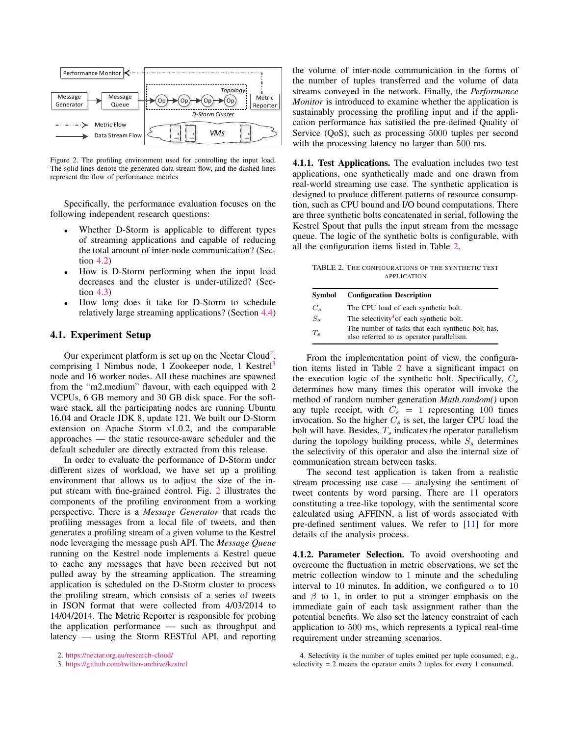Figure 2. The profiling environment used for controlling the input load. The solid lines denote the generated data stream flow, and the dashed lines represent the flow of performance metrics

Specifically, the performance evaluation focuses on the following independent research questions:

- Whether D-Storm is applicable to different types of streaming applications and capable of reducing the total amount of inter-node communication? (Section 4.2)
- How is D-Storm performing when the input load decreases and the cluster is under-utilized? (Section 4.3)
- How long does it take for D-Storm to schedule relatively large streaming applications? (Section 4.4)

### 4.1. Experiment Setup

Our experiment platform is set up on the Nectar Cloud[2], comprising 1 Nimbus node, 1 Zookeeper node, 1 Kestrel[3] node and 16 worker nodes. All these machines are spawned from the "m2.medium" flavour, with each equipped with 2 VCPUs, 6 GB memory and 30 GB disk space. For the software stack, all the participating nodes are running Ubuntu 16.04 and Oracle JDK 8, update 121. We built our D-Storm extension on Apache Storm v1.0.2, and the comparable approaches — the static resource-aware scheduler and the default scheduler are directly extracted from this release.

In order to evaluate the performance of D-Storm under different sizes of workload, we have set up a profiling environment that allows us to adjust the size of the input stream with fine-grained control. Fig. 2 illustrates the components of the profiling environment from a working perspective. There is a *Message Generator* that reads the profiling messages from a local file of tweets, and then generates a profiling stream of a given volume to the Kestrel node leveraging the message push API. The *Message Queue* running on the Kestrel node implements a Kestrel queue to cache any messages that have been received but not pulled away by the streaming application. The streaming application is scheduled on the D-Storm cluster to process the profiling stream, which consists of a series of tweets in JSON format that were collected from 4/03/2014 to 14/04/2014. The Metric Reporter is responsible for probing the application performance — such as throughput and latency — using the Storm RESTful API, and reporting the volume of inter-node communication in the forms of the number of tuples transferred and the volume of data streams conveyed in the network. Finally, the *Performance Monitor* is introduced to examine whether the application is sustainably processing the profiling input and if the application performance has satisfied the pre-defined Quality of Service (QoS), such as processing 5000 tuples per second with the processing latency no larger than 500 ms.

#### 4.1.1. Test Applications.

The evaluation includes two test applications, one synthetically made and one drawn from real-world streaming use case. The synthetic application is designed to produce different patterns of resource consumption, such as CPU bound and I/O bound computations. There are three synthetic bolts concatenated in serial, following the Kestrel Spout that pulls the input stream from the message queue. The logic of the synthetic bolts is configurable, with all the configuration items listed in Table 2.

TABLE 2. THE CONFIGURATIONS OF THE SYNTHETIC TEST APPLICATION

| Symbol | Configuration Description |
|---|---|
| $C_s$ | The CPU load of each synthetic bolt. |
| $S_s$ | The selectivity[4] of each synthetic bolt. |
| $T_s$ | The number of tasks that each synthetic bolt has, also referred to as operator parallelism. |

From the implementation point of view, the configuration items listed in Table 2 have a significant impact on the execution logic of the synthetic bolt. Specifically, $C_s$ determines how many times this operator will invoke the method of random number generation *Math.random()* upon any tuple receipt, with $C_s = 1$ representing 100 times invocation. So the higher $C_s$ is set, the larger CPU load the bolt will have. Besides, $T_s$ indicates the operator parallelism during the topology building process, while $S_s$ determines the selectivity of this operator and also the internal size of communication stream between tasks.

The second test application is taken from a realistic stream processing use case — analysing the sentiment of tweet contents by word parsing. There are 11 operators constituting a tree-like topology, with the sentimental score calculated using AFFINN, a list of words associated with pre-defined sentiment values. We refer to [11] for more details of the analysis process.

#### 4.1.2. Parameter Selection.

To avoid overshooting and overcome the fluctuation in metric observations, we set the metric collection window to 1 minute and the scheduling interval to 10 minutes. In addition, we configured $\alpha$ to 10 and $\beta$ to 1, in order to put a stronger emphasis on the immediate gain of each task assignment rather than the potential benefits. We also set the latency constraint of each application to 500 ms, which represents a typical real-time requirement under streaming scenarios.

2. https://nectar.org.au/research-cloud/
3. https://github.com/twitter-archive/kestrel
4. Selectivity is the number of tuples emitted per tuple consumed; e.g., selectivity = 2 means the operator emits 2 tuples for every 1 consumed.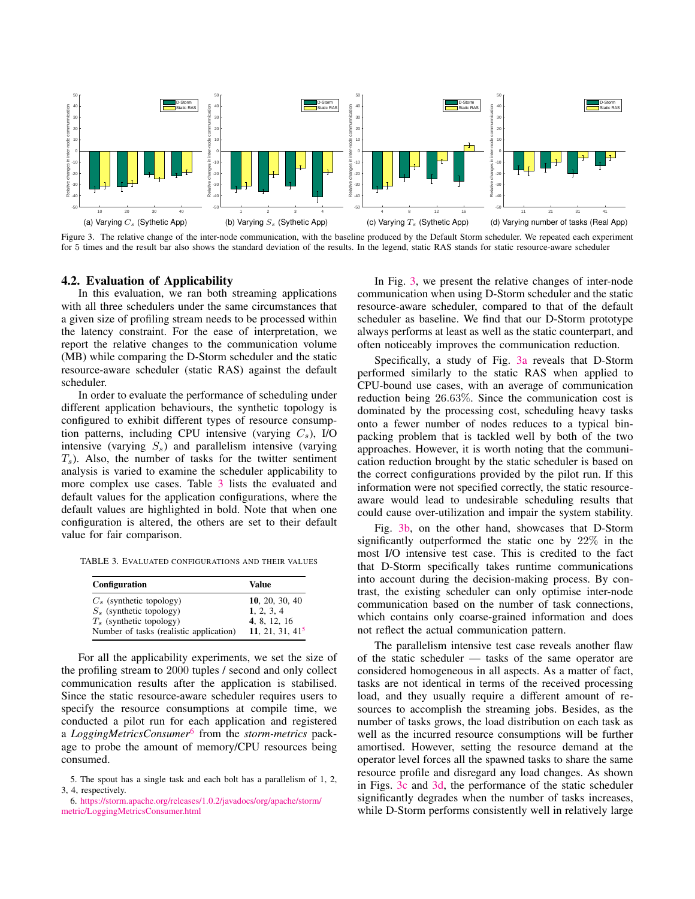(a) Varying $C_s$ (Sythetic App) (b) Varying $S_s$ (Sythetic App) (c) Varying $T_s$ (Sythetic App) (d) Varying number of tasks (Real App)

Figure 3. The relative change of the inter-node communication, with the baseline produced by the Default Storm scheduler. We repeated each experiment for 5 times and the result bar also shows the standard deviation of the results. In the legend, static RAS stands for static resource-aware scheduler

### 4.2. Evaluation of Applicability

In this evaluation, we ran both streaming applications with all three schedulers under the same circumstances that a given size of profiling stream needs to be processed within the latency constraint. For the ease of interpretation, we report the relative changes to the communication volume (MB) while comparing the D-Storm scheduler and the static resource-aware scheduler (static RAS) against the default scheduler.

In order to evaluate the performance of scheduling under different application behaviours, the synthetic topology is configured to exhibit different types of resource consumption patterns, including CPU intensive (varying $C_s$), I/O intensive (varying $S_s$) and parallelism intensive (varying $T_s$). Also, the number of tasks for the twitter sentiment analysis is varied to examine the scheduler applicability to more complex use cases. Table 3 lists the evaluated and default values for the application configurations, where the default values are highlighted in bold. Note that when one configuration is altered, the others are set to their default value for fair comparison.

TABLE 3. EVALUATED CONFIGURATIONS AND THEIR VALUES

| Configuration | Value |
|---|---|
| $C_s$ (synthetic topology) | **10**, 20, 30, 40 |
| $S_s$ (synthetic topology) | **1**, 2, 3, 4 |
| $T_s$ (synthetic topology) | **4**, 8, 12, 16 |
| Number of tasks (realistic application) | **11**, 21, 31, 41[5] |

For all the applicability experiments, we set the size of the profiling stream to 2000 tuples / second and only collect communication results after the application is stabilised. Since the static resource-aware scheduler requires users to specify the resource consumptions at compile time, we conducted a pilot run for each application and registered a *LoggingMetricsConsumer*[6] from the *storm-metrics* package to probe the amount of memory/CPU resources being consumed.

In Fig. 3, we present the relative changes of inter-node communication when using D-Storm scheduler and the static resource-aware scheduler, compared to that of the default scheduler as baseline. We find that our D-Storm prototype always performs at least as well as the static counterpart, and often noticeably improves the communication reduction.

Specifically, a study of Fig. 3a reveals that D-Storm performed similarly to the static RAS when applied to CPU-bound use cases, with an average of communication reduction being 26.63%. Since the communication cost is dominated by the processing cost, scheduling heavy tasks onto a fewer number of nodes reduces to a typical bin-packing problem that is tackled well by both of the two approaches. However, it is worth noting that the communication reduction brought by the static scheduler is based on the correct configurations provided by the pilot run. If this information were not specified correctly, the static resource-aware would lead to undesirable scheduling results that could cause over-utilization and impair the system stability.

Fig. 3b, on the other hand, showcases that D-Storm significantly outperformed the static one by 22% in the most I/O intensive test case. This is credited to the fact that D-Storm specifically takes runtime communications into account during the decision-making process. By contrast, the existing scheduler can only optimise inter-node communication based on the number of task connections, which contains only coarse-grained information and does not reflect the actual communication pattern.

The parallelism intensive test case reveals another flaw of the static scheduler — tasks of the same operator are considered homogeneous in all aspects. As a matter of fact, tasks are not identical in terms of the received processing load, and they usually require a different amount of resources to accomplish the streaming jobs. Besides, as the number of tasks grows, the load distribution on each task as well as the incurred resource consumptions will be further amortised. However, setting the resource demand at the operator level forces all the spawned tasks to share the same resource profile and disregard any load changes. As shown in Figs. 3c and 3d, the performance of the static scheduler significantly degrades when the number of tasks increases, while D-Storm performs consistently well in relatively large

5. The spout has a single task and each bolt has a parallelism of 1, 2, 3, 4, respectively.

6. https://storm.apache.org/releases/1.0.2/javadocs/org/apache/storm/metric/LoggingMetricsConsumer.html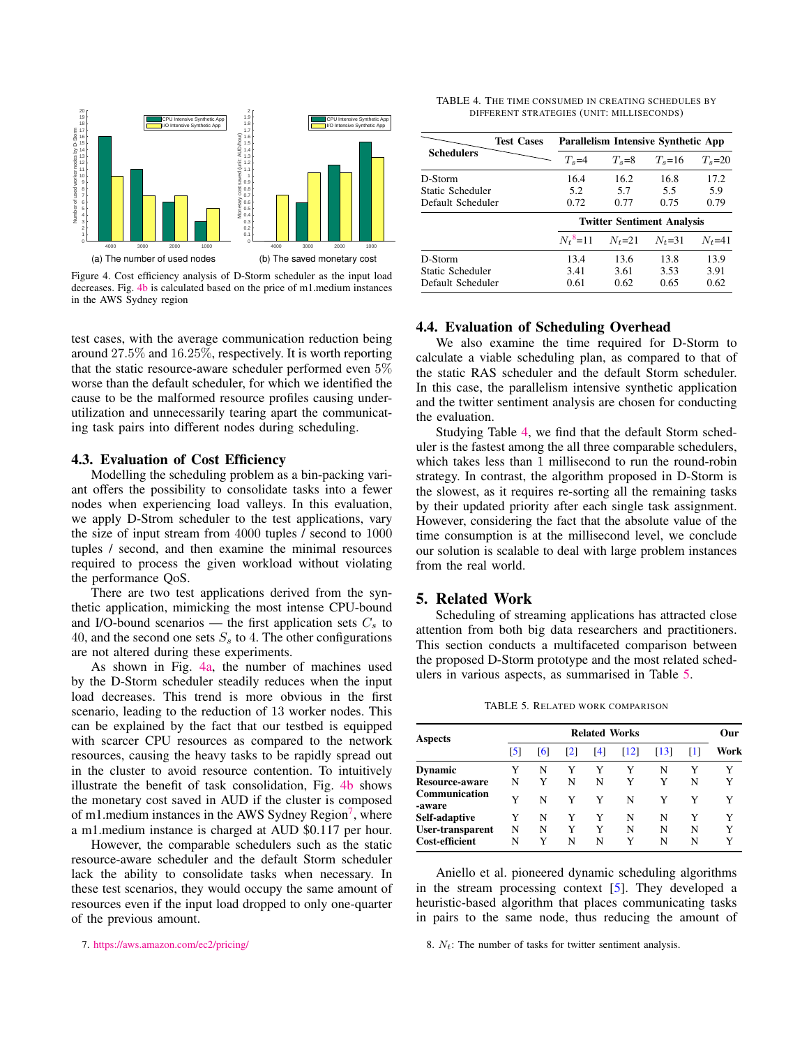Figure 4. Cost efficiency analysis of D-Storm scheduler as the input load decreases. Fig. 4b is calculated based on the price of m1.medium instances in the AWS Sydney region

test cases, with the average communication reduction being around 27.5% and 16.25%, respectively. It is worth reporting that the static resource-aware scheduler performed even 5% worse than the default scheduler, for which we identified the cause to be the malformed resource profiles causing under-utilization and unnecessarily tearing apart the communicating task pairs into different nodes during scheduling.

### 4.3. Evaluation of Cost Efficiency

Modelling the scheduling problem as a bin-packing variant offers the possibility to consolidate tasks into a fewer nodes when experiencing load valleys. In this evaluation, we apply D-Strom scheduler to the test applications, vary the size of input stream from 4000 tuples / second to 1000 tuples / second, and then examine the minimal resources required to process the given workload without violating the performance QoS.

There are two test applications derived from the synthetic application, mimicking the most intense CPU-bound and I/O-bound scenarios — the first application sets $C_s$ to 40, and the second one sets $S_s$ to 4. The other configurations are not altered during these experiments.

As shown in Fig. 4a, the number of machines used by the D-Storm scheduler steadily reduces when the input load decreases. This trend is more obvious in the first scenario, leading to the reduction of 13 worker nodes. This can be explained by the fact that our testbed is equipped with scarcer CPU resources as compared to the network resources, causing the heavy tasks to be rapidly spread out in the cluster to avoid resource contention. To intuitively illustrate the benefit of task consolidation, Fig. 4b shows the monetary cost saved in AUD if the cluster is composed of m1.medium instances in the AWS Sydney Region[7], where a m1.medium instance is charged at AUD \$0.117 per hour.

However, the comparable schedulers such as the static resource-aware scheduler and the default Storm scheduler lack the ability to consolidate tasks when necessary. In these test scenarios, they would occupy the same amount of resources even if the input load dropped to only one-quarter of the previous amount.

7. https://aws.amazon.com/ec2/pricing/

TABLE 4. The time consumed in creating schedules by different strategies (unit: milliseconds)

| Schedulers \ Test Cases | Parallelism Intensive Synthetic App | | | |
|---|---|---|---|---|
| | $T_s$=4 | $T_s$=8 | $T_s$=16 | $T_s$=20 |
| D-Storm | 16.4 | 16.2 | 16.8 | 17.2 |
| Static Scheduler | 5.2 | 5.7 | 5.5 | 5.9 |
| Default Scheduler | 0.72 | 0.77 | 0.75 | 0.79 |
| | **Twitter Sentiment Analysis** | | | |
| | $N_t$[8]=11 | $N_t$=21 | $N_t$=31 | $N_t$=41 |
| D-Storm | 13.4 | 13.6 | 13.8 | 13.9 |
| Static Scheduler | 3.41 | 3.61 | 3.53 | 3.91 |
| Default Scheduler | 0.61 | 0.62 | 0.65 | 0.62 |

### 4.4. Evaluation of Scheduling Overhead

We also examine the time required for D-Storm to calculate a viable scheduling plan, as compared to that of the static RAS scheduler and the default Storm scheduler. In this case, the parallelism intensive synthetic application and the twitter sentiment analysis are chosen for conducting the evaluation.

Studying Table 4, we find that the default Storm scheduler is the fastest among the all three comparable schedulers, which takes less than 1 millisecond to run the round-robin strategy. In contrast, the algorithm proposed in D-Storm is the slowest, as it requires re-sorting all the remaining tasks by their updated priority after each single task assignment. However, considering the fact that the absolute value of the time consumption is at the millisecond level, we conclude our solution is scalable to deal with large problem instances from the real world.

## 5. Related Work

Scheduling of streaming applications has attracted close attention from both big data researchers and practitioners. This section conducts a multifaceted comparison between the proposed D-Storm prototype and the most related schedulers in various aspects, as summarised in Table 5.

TABLE 5. Related work comparison

| Aspects | Related Works | | | | | | | Our Work |
|---|---|---|---|---|---|---|---|---|
| | [5] | [6] | [2] | [4] | [12] | [13] | [1] | |
| **Dynamic** | Y | N | Y | Y | Y | N | Y | Y |
| **Resource-aware** | N | Y | N | N | Y | Y | N | Y |
| **Communication-aware** | Y | N | Y | Y | N | Y | Y | Y |
| **Self-adaptive** | Y | N | Y | Y | N | N | Y | Y |
| **User-transparent** | N | N | Y | Y | N | N | N | Y |
| **Cost-efficient** | N | Y | N | N | Y | N | N | Y |

Aniello et al. pioneered dynamic scheduling algorithms in the stream processing context [5]. They developed a heuristic-based algorithm that places communicating tasks in pairs to the same node, thus reducing the amount of

8. $N_t$: The number of tasks for twitter sentiment analysis.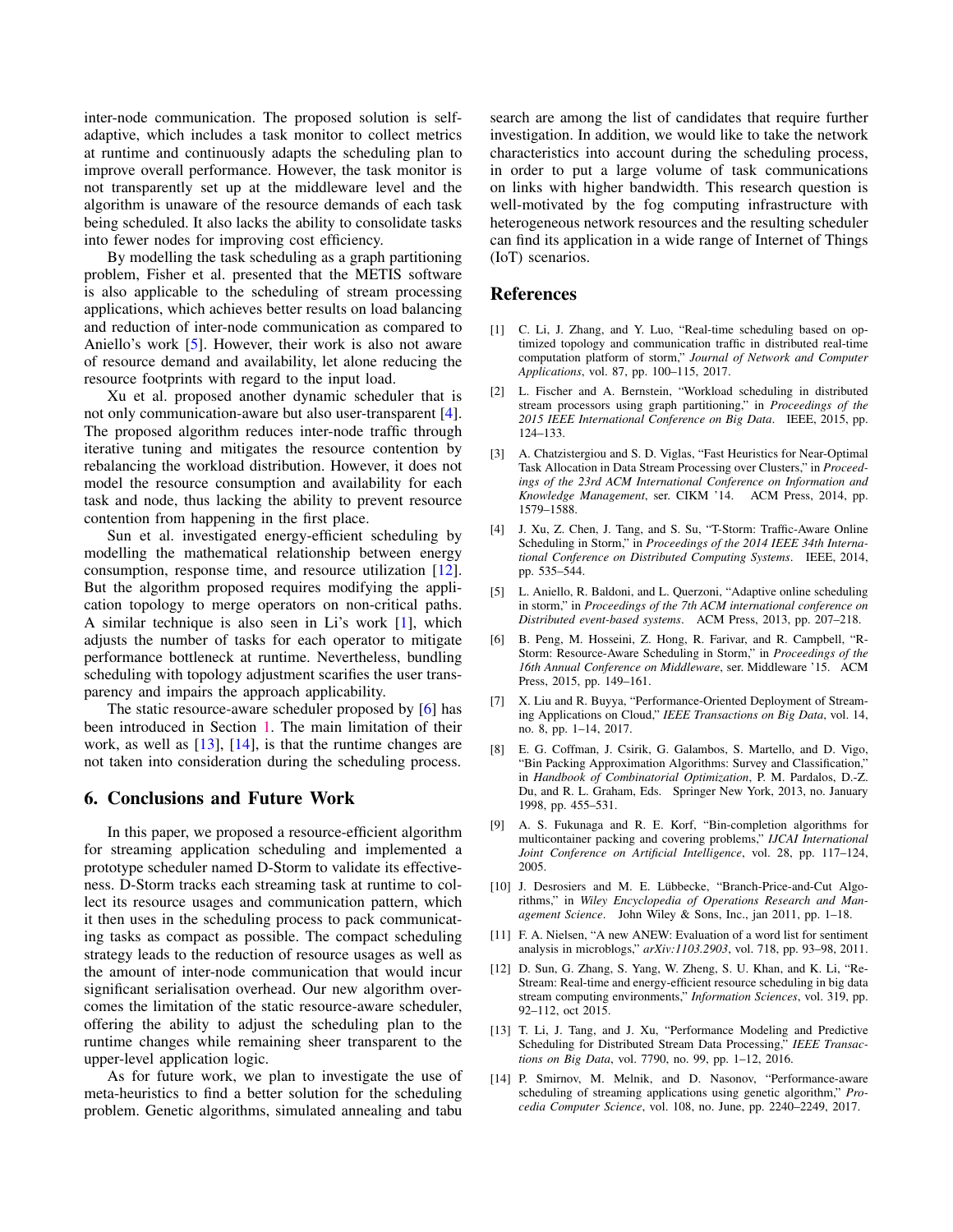inter-node communication. The proposed solution is self-adaptive, which includes a task monitor to collect metrics at runtime and continuously adapts the scheduling plan to improve overall performance. However, the task monitor is not transparently set up at the middleware level and the algorithm is unaware of the resource demands of each task being scheduled. It also lacks the ability to consolidate tasks into fewer nodes for improving cost efficiency.

By modelling the task scheduling as a graph partitioning problem, Fisher et al. presented that the METIS software is also applicable to the scheduling of stream processing applications, which achieves better results on load balancing and reduction of inter-node communication as compared to Aniello's work [5]. However, their work is also not aware of resource demand and availability, let alone reducing the resource footprints with regard to the input load.

Xu et al. proposed another dynamic scheduler that is not only communication-aware but also user-transparent [4]. The proposed algorithm reduces inter-node traffic through iterative tuning and mitigates the resource contention by rebalancing the workload distribution. However, it does not model the resource consumption and availability for each task and node, thus lacking the ability to prevent resource contention from happening in the first place.

Sun et al. investigated energy-efficient scheduling by modelling the mathematical relationship between energy consumption, response time, and resource utilization [12]. But the algorithm proposed requires modifying the application topology to merge operators on non-critical paths. A similar technique is also seen in Li's work [1], which adjusts the number of tasks for each operator to mitigate performance bottleneck at runtime. Nevertheless, bundling scheduling with topology adjustment scarifies the user transparency and impairs the approach applicability.

The static resource-aware scheduler proposed by [6] has been introduced in Section 1. The main limitation of their work, as well as [13], [14], is that the runtime changes are not taken into consideration during the scheduling process.

## 6. Conclusions and Future Work

In this paper, we proposed a resource-efficient algorithm for streaming application scheduling and implemented a prototype scheduler named D-Storm to validate its effectiveness. D-Storm tracks each streaming task at runtime to collect its resource usages and communication pattern, which it then uses in the scheduling process to pack communicating tasks as compact as possible. The compact scheduling strategy leads to the reduction of resource usages as well as the amount of inter-node communication that would incur significant serialisation overhead. Our new algorithm overcomes the limitation of the static resource-aware scheduler, offering the ability to adjust the scheduling plan to the runtime changes while remaining sheer transparent to the upper-level application logic.

As for future work, we plan to investigate the use of meta-heuristics to find a better solution for the scheduling problem. Genetic algorithms, simulated annealing and tabu search are among the list of candidates that require further investigation. In addition, we would like to take the network characteristics into account during the scheduling process, in order to put a large volume of task communications on links with higher bandwidth. This research question is well-motivated by the fog computing infrastructure with heterogeneous network resources and the resulting scheduler can find its application in a wide range of Internet of Things (IoT) scenarios.

## References

[1] C. Li, J. Zhang, and Y. Luo, "Real-time scheduling based on optimized topology and communication traffic in distributed real-time computation platform of storm," *Journal of Network and Computer Applications*, vol. 87, pp. 100–115, 2017.

[2] L. Fischer and A. Bernstein, "Workload scheduling in distributed stream processors using graph partitioning," in *Proceedings of the 2015 IEEE International Conference on Big Data*. IEEE, 2015, pp. 124–133.

[3] A. Chatzistergiou and S. D. Viglas, "Fast Heuristics for Near-Optimal Task Allocation in Data Stream Processing over Clusters," in *Proceedings of the 23rd ACM International Conference on Information and Knowledge Management*, ser. CIKM '14. ACM Press, 2014, pp. 1579–1588.

[4] J. Xu, Z. Chen, J. Tang, and S. Su, "T-Storm: Traffic-Aware Online Scheduling in Storm," in *Proceedings of the 2014 IEEE 34th International Conference on Distributed Computing Systems*. IEEE, 2014, pp. 535–544.

[5] L. Aniello, R. Baldoni, and L. Querzoni, "Adaptive online scheduling in storm," in *Proceedings of the 7th ACM international conference on Distributed event-based systems*. ACM Press, 2013, pp. 207–218.

[6] B. Peng, M. Hosseini, Z. Hong, R. Farivar, and R. Campbell, "R-Storm: Resource-Aware Scheduling in Storm," in *Proceedings of the 16th Annual Conference on Middleware*, ser. Middleware '15. ACM Press, 2015, pp. 149–161.

[7] X. Liu and R. Buyya, "Performance-Oriented Deployment of Streaming Applications on Cloud," *IEEE Transactions on Big Data*, vol. 14, no. 8, pp. 1–14, 2017.

[8] E. G. Coffman, J. Csirik, G. Galambos, S. Martello, and D. Vigo, "Bin Packing Approximation Algorithms: Survey and Classification," in *Handbook of Combinatorial Optimization*, P. M. Pardalos, D.-Z. Du, and R. L. Graham, Eds. Springer New York, 2013, no. January 1998, pp. 455–531.

[9] A. S. Fukunaga and R. E. Korf, "Bin-completion algorithms for multicontainer packing and covering problems," *IJCAI International Joint Conference on Artificial Intelligence*, vol. 28, pp. 117–124, 2005.

[10] J. Desrosiers and M. E. Lübbecke, "Branch-Price-and-Cut Algorithms," in *Wiley Encyclopedia of Operations Research and Management Science*. John Wiley & Sons, Inc., jan 2011, pp. 1–18.

[11] F. A. Nielsen, "A new ANEW: Evaluation of a word list for sentiment analysis in microblogs," *arXiv:1103.2903*, vol. 718, pp. 93–98, 2011.

[12] D. Sun, G. Zhang, S. Yang, W. Zheng, S. U. Khan, and K. Li, "Re-Stream: Real-time and energy-efficient resource scheduling in big data stream computing environments," *Information Sciences*, vol. 319, pp. 92–112, oct 2015.

[13] T. Li, J. Tang, and J. Xu, "Performance Modeling and Predictive Scheduling for Distributed Stream Data Processing," *IEEE Transactions on Big Data*, vol. 7790, no. 99, pp. 1–12, 2016.

[14] P. Smirnov, M. Melnik, and D. Nasonov, "Performance-aware scheduling of streaming applications using genetic algorithm," *Procedia Computer Science*, vol. 108, no. June, pp. 2240–2249, 2017.